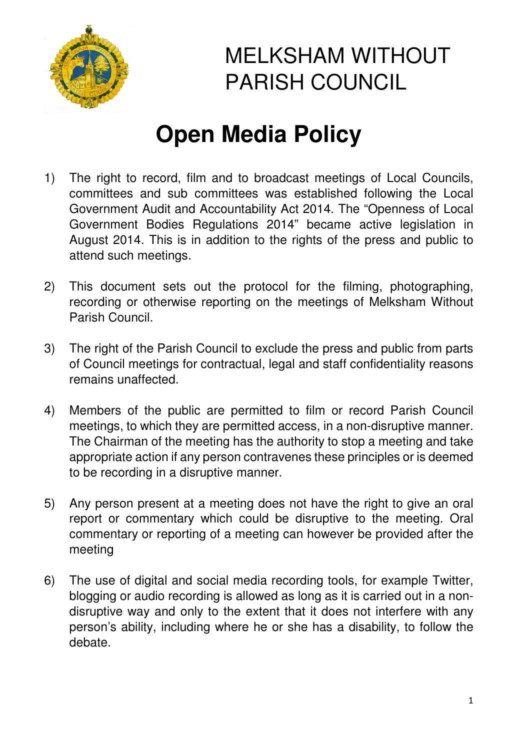# MELKSHAM WITHOUT PARISH COUNCIL

# Open Media Policy

1) The right to record, film and to broadcast meetings of Local Councils, committees and sub committees was established following the Local Government Audit and Accountability Act 2014. The "Openness of Local Government Bodies Regulations 2014" became active legislation in August 2014. This is in addition to the rights of the press and public to attend such meetings.

2) This document sets out the protocol for the filming, photographing, recording or otherwise reporting on the meetings of Melksham Without Parish Council.

3) The right of the Parish Council to exclude the press and public from parts of Council meetings for contractual, legal and staff confidentiality reasons remains unaffected.

4) Members of the public are permitted to film or record Parish Council meetings, to which they are permitted access, in a non-disruptive manner. The Chairman of the meeting has the authority to stop a meeting and take appropriate action if any person contravenes these principles or is deemed to be recording in a disruptive manner.

5) Any person present at a meeting does not have the right to give an oral report or commentary which could be disruptive to the meeting. Oral commentary or reporting of a meeting can however be provided after the meeting

6) The use of digital and social media recording tools, for example Twitter, blogging or audio recording is allowed as long as it is carried out in a non-disruptive way and only to the extent that it does not interfere with any person's ability, including where he or she has a disability, to follow the debate.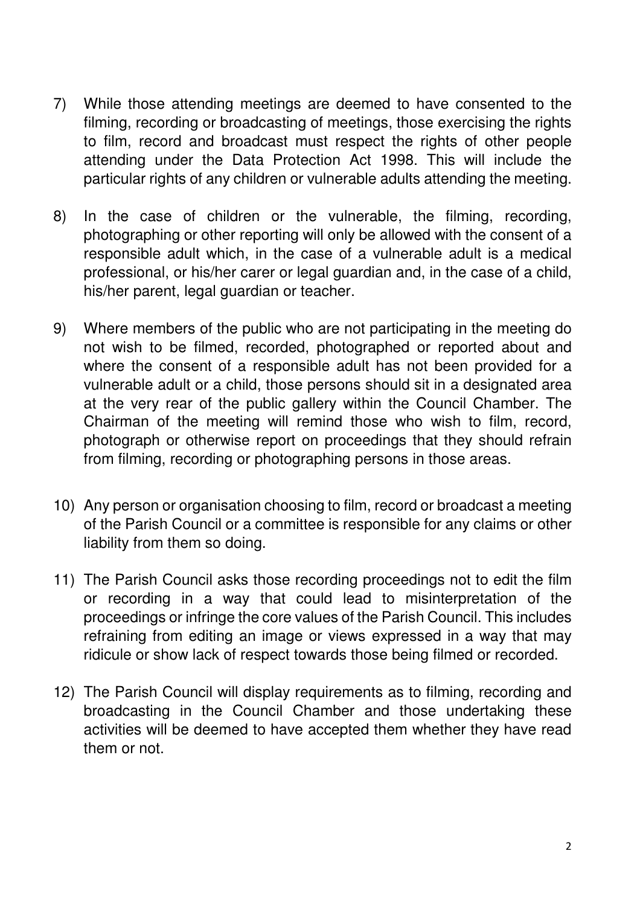7) While those attending meetings are deemed to have consented to the filming, recording or broadcasting of meetings, those exercising the rights to film, record and broadcast must respect the rights of other people attending under the Data Protection Act 1998. This will include the particular rights of any children or vulnerable adults attending the meeting.

8) In the case of children or the vulnerable, the filming, recording, photographing or other reporting will only be allowed with the consent of a responsible adult which, in the case of a vulnerable adult is a medical professional, or his/her carer or legal guardian and, in the case of a child, his/her parent, legal guardian or teacher.

9) Where members of the public who are not participating in the meeting do not wish to be filmed, recorded, photographed or reported about and where the consent of a responsible adult has not been provided for a vulnerable adult or a child, those persons should sit in a designated area at the very rear of the public gallery within the Council Chamber. The Chairman of the meeting will remind those who wish to film, record, photograph or otherwise report on proceedings that they should refrain from filming, recording or photographing persons in those areas.

10) Any person or organisation choosing to film, record or broadcast a meeting of the Parish Council or a committee is responsible for any claims or other liability from them so doing.

11) The Parish Council asks those recording proceedings not to edit the film or recording in a way that could lead to misinterpretation of the proceedings or infringe the core values of the Parish Council. This includes refraining from editing an image or views expressed in a way that may ridicule or show lack of respect towards those being filmed or recorded.

12) The Parish Council will display requirements as to filming, recording and broadcasting in the Council Chamber and those undertaking these activities will be deemed to have accepted them whether they have read them or not.